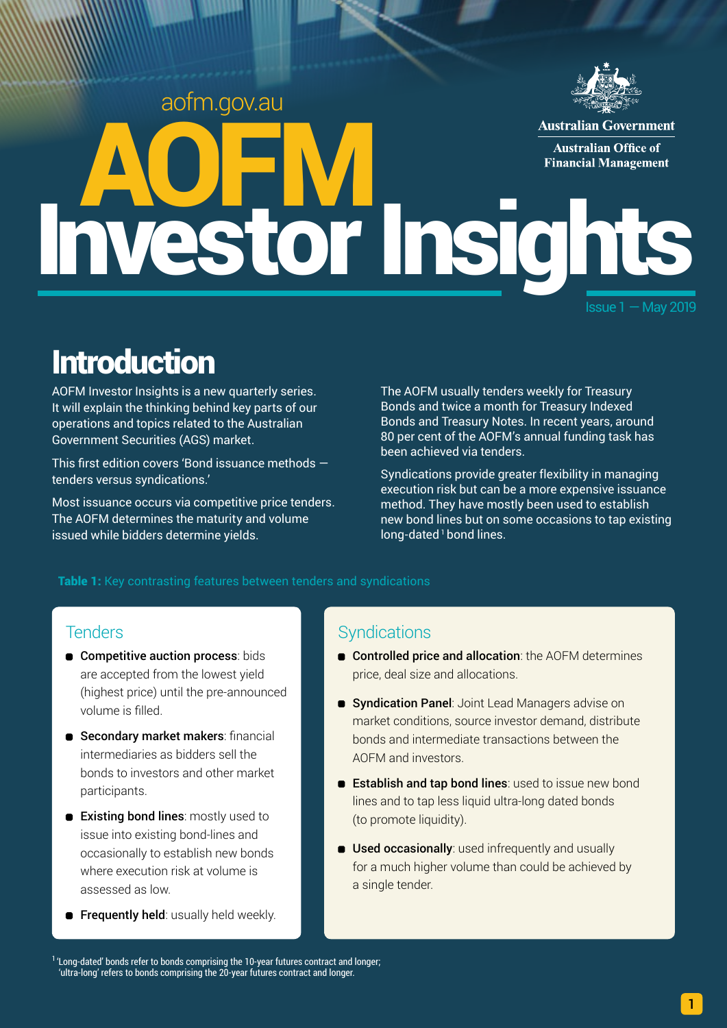aofm.gov.au

# AOFM Investor Insights

Australian Government

Australian Office of Financial Management

Issue 1 — May 2019

## Introduction

AOFM Investor Insights is a new quarterly series. It will explain the thinking behind key parts of our operations and topics related to the Australian Government Securities (AGS) market.

This first edition covers 'Bond issuance methods — tenders versus syndications.'

Most issuance occurs via competitive price tenders. The AOFM determines the maturity and volume issued while bidders determine yields.

The AOFM usually tenders weekly for Treasury Bonds and twice a month for Treasury Indexed Bonds and Treasury Notes. In recent years, around 80 per cent of the AOFM's annual funding task has been achieved via tenders.

Syndications provide greater flexibility in managing execution risk but can be a more expensive issuance method. They have mostly been used to establish new bond lines but on some occasions to tap existing long-dated[1] bond lines.

**Table 1:** Key contrasting features between tenders and syndications

| Tenders | Syndications |
| --- | --- |
| **Competitive auction process**: bids are accepted from the lowest yield (highest price) until the pre-announced volume is filled. | **Controlled price and allocation**: the AOFM determines price, deal size and allocations. |
| **Secondary market makers**: financial intermediaries as bidders sell the bonds to investors and other market participants. | **Syndication Panel**: Joint Lead Managers advise on market conditions, source investor demand, distribute bonds and intermediate transactions between the AOFM and investors. |
| **Existing bond lines**: mostly used to issue into existing bond-lines and occasionally to establish new bonds where execution risk at volume is assessed as low. | **Establish and tap bond lines**: used to issue new bond lines and to tap less liquid ultra-long dated bonds (to promote liquidity). |
| **Frequently held**: usually held weekly. | **Used occasionally**: used infrequently and usually for a much higher volume than could be achieved by a single tender. |

[1] 'Long-dated' bonds refer to bonds comprising the 10-year futures contract and longer; 'ultra-long' refers to bonds comprising the 20-year futures contract and longer.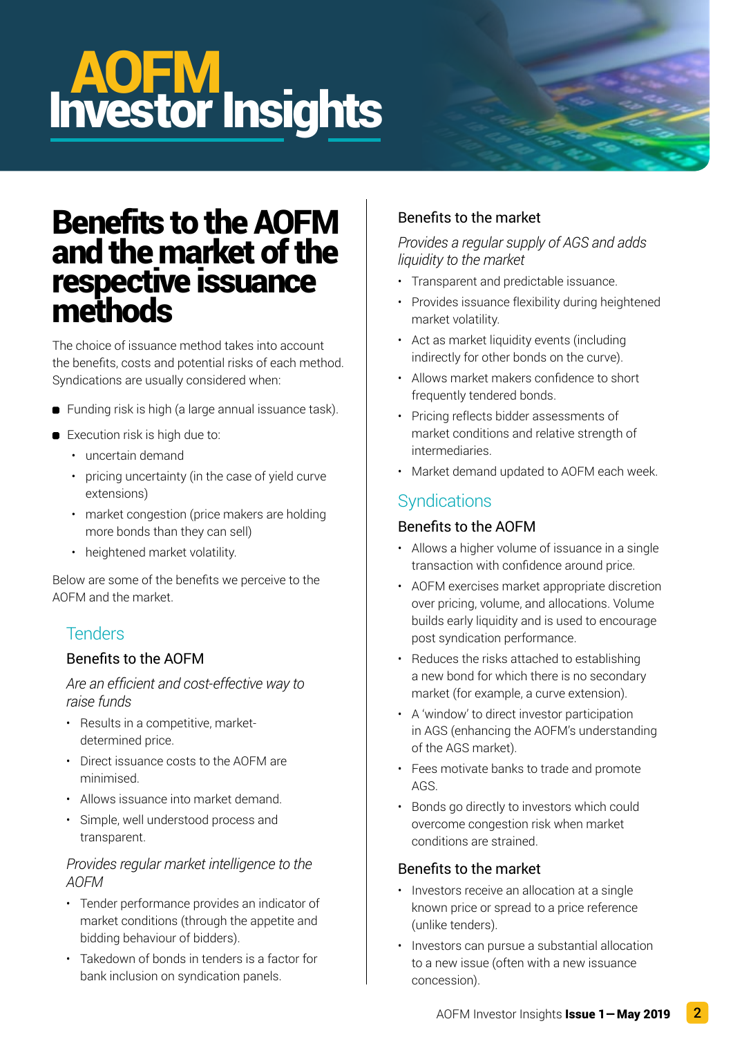# AOFM Investor Insights

## Benefits to the AOFM and the market of the respective issuance methods

The choice of issuance method takes into account the benefits, costs and potential risks of each method. Syndications are usually considered when:

- Funding risk is high (a large annual issuance task).
- Execution risk is high due to:
  - uncertain demand
  - pricing uncertainty (in the case of yield curve extensions)
  - market congestion (price makers are holding more bonds than they can sell)
  - heightened market volatility.

Below are some of the benefits we perceive to the AOFM and the market.

### Tenders

#### Benefits to the AOFM

*Are an efficient and cost-effective way to raise funds*

- Results in a competitive, market-determined price.
- Direct issuance costs to the AOFM are minimised.
- Allows issuance into market demand.
- Simple, well understood process and transparent.

*Provides regular market intelligence to the AOFM*

- Tender performance provides an indicator of market conditions (through the appetite and bidding behaviour of bidders).
- Takedown of bonds in tenders is a factor for bank inclusion on syndication panels.

#### Benefits to the market

*Provides a regular supply of AGS and adds liquidity to the market*

- Transparent and predictable issuance.
- Provides issuance flexibility during heightened market volatility.
- Act as market liquidity events (including indirectly for other bonds on the curve).
- Allows market makers confidence to short frequently tendered bonds.
- Pricing reflects bidder assessments of market conditions and relative strength of intermediaries.
- Market demand updated to AOFM each week.

### Syndications

#### Benefits to the AOFM

- Allows a higher volume of issuance in a single transaction with confidence around price.
- AOFM exercises market appropriate discretion over pricing, volume, and allocations. Volume builds early liquidity and is used to encourage post syndication performance.
- Reduces the risks attached to establishing a new bond for which there is no secondary market (for example, a curve extension).
- A 'window' to direct investor participation in AGS (enhancing the AOFM's understanding of the AGS market).
- Fees motivate banks to trade and promote AGS.
- Bonds go directly to investors which could overcome congestion risk when market conditions are strained.

#### Benefits to the market

- Investors receive an allocation at a single known price or spread to a price reference (unlike tenders).
- Investors can pursue a substantial allocation to a new issue (often with a new issuance concession).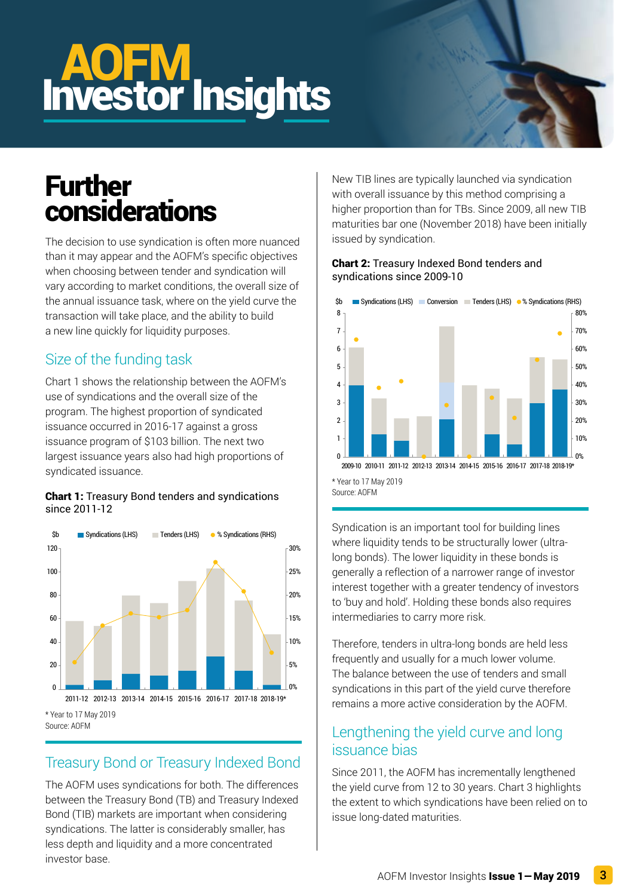# AOFM Investor Insights

## Further considerations

The decision to use syndication is often more nuanced than it may appear and the AOFM's specific objectives when choosing between tender and syndication will vary according to market conditions, the overall size of the annual issuance task, where on the yield curve the transaction will take place, and the ability to build a new line quickly for liquidity purposes.

### Size of the funding task

Chart 1 shows the relationship between the AOFM's use of syndications and the overall size of the program. The highest proportion of syndicated issuance occurred in 2016-17 against a gross issuance program of $103 billion. The next two largest issuance years also had high proportions of syndicated issuance.

**Chart 1:** Treasury Bond tenders and syndications since 2011-12

$b
Syndications (LHS)
Tenders (LHS)
% Syndications (RHS)
120
100
80
60
40
20
0
30%
25%
20%
15%
10%
5%
0%
2011-12 2012-13 2013-14 2014-15 2015-16 2016-17 2017-18 2018-19*

\* Year to 17 May 2019
Source: AOFM

### Treasury Bond or Treasury Indexed Bond

The AOFM uses syndications for both. The differences between the Treasury Bond (TB) and Treasury Indexed Bond (TIB) markets are important when considering syndications. The latter is considerably smaller, has less depth and liquidity and a more concentrated investor base.

New TIB lines are typically launched via syndication with overall issuance by this method comprising a higher proportion than for TBs. Since 2009, all new TIB maturities bar one (November 2018) have been initially issued by syndication.

**Chart 2:** Treasury Indexed Bond tenders and syndications since 2009-10

$b
Syndications (LHS)
Conversion
Tenders (LHS)
% Syndications (RHS)
8
7
6
5
4
3
2
1
0
80%
70%
60%
50%
40%
30%
20%
10%
0%
2009-10 2010-11 2011-12 2012-13 2013-14 2014-15 2015-16 2016-17 2017-18 2018-19*

\* Year to 17 May 2019
Source: AOFM

Syndication is an important tool for building lines where liquidity tends to be structurally lower (ultra-long bonds). The lower liquidity in these bonds is generally a reflection of a narrower range of investor interest together with a greater tendency of investors to 'buy and hold'. Holding these bonds also requires intermediaries to carry more risk.

Therefore, tenders in ultra-long bonds are held less frequently and usually for a much lower volume. The balance between the use of tenders and small syndications in this part of the yield curve therefore remains a more active consideration by the AOFM.

### Lengthening the yield curve and long issuance bias

Since 2011, the AOFM has incrementally lengthened the yield curve from 12 to 30 years. Chart 3 highlights the extent to which syndications have been relied on to issue long-dated maturities.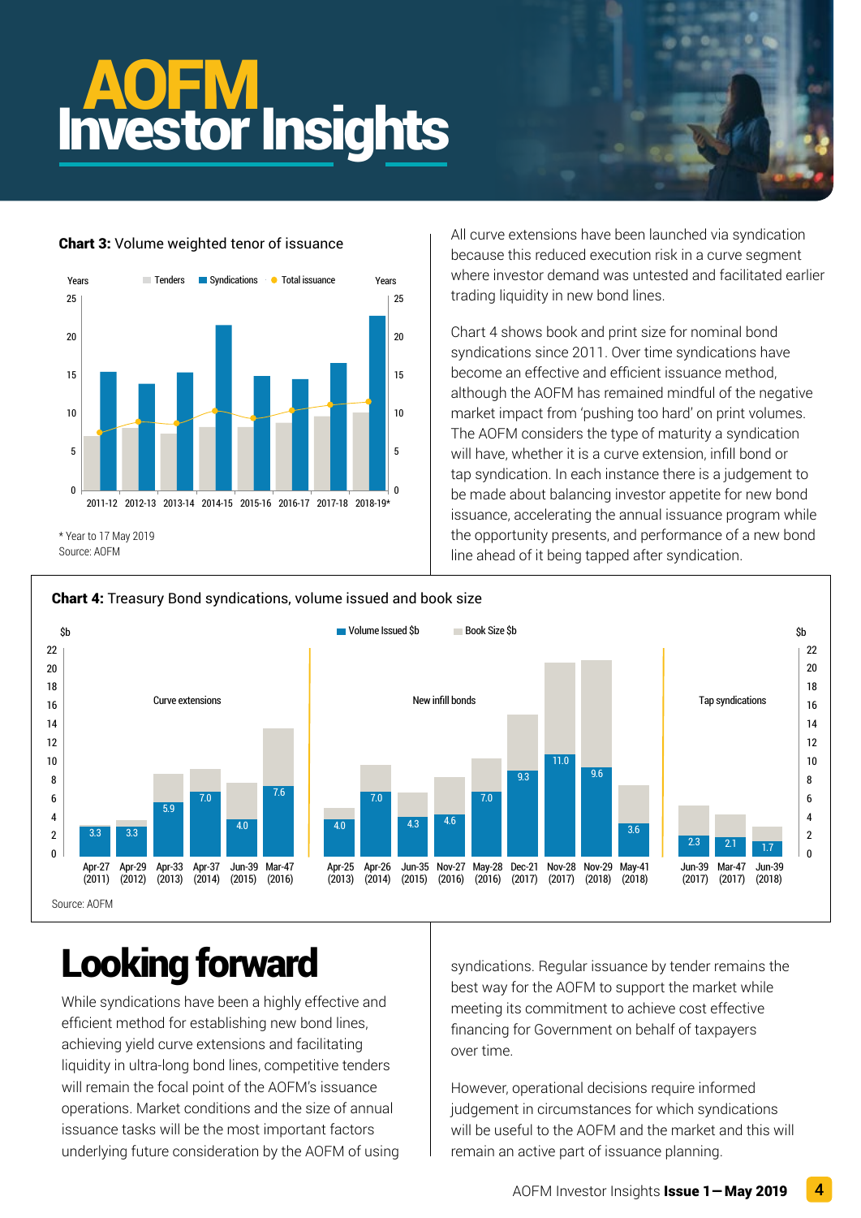# AOFM Investor Insights

**Chart 3:** Volume weighted tenor of issuance

Years

Tenders · Syndications · Total issuance

Years

25
20
15
10
5
0

2011-12 2012-13 2013-14 2014-15 2015-16 2016-17 2017-18 2018-19*

\* Year to 17 May 2019

Source: AOFM

All curve extensions have been launched via syndication because this reduced execution risk in a curve segment where investor demand was untested and facilitated earlier trading liquidity in new bond lines.

Chart 4 shows book and print size for nominal bond syndications since 2011. Over time syndications have become an effective and efficient issuance method, although the AOFM has remained mindful of the negative market impact from 'pushing too hard' on print volumes. The AOFM considers the type of maturity a syndication will have, whether it is a curve extension, infill bond or tap syndication. In each instance there is a judgement to be made about balancing investor appetite for new bond issuance, accelerating the annual issuance program while the opportunity presents, and performance of a new bond line ahead of it being tapped after syndication.

**Chart 4:** Treasury Bond syndications, volume issued and book size

$b

Volume Issued $b · Book Size $b

$b

22
20
18
16
14
12
10
8
6
4
2
0

Curve extensions

3.3 3.3 5.9 7.0 4.0 7.6

Apr-27 (2011) Apr-29 (2012) Apr-33 (2013) Apr-37 (2014) Jun-39 (2015) Mar-47 (2016)

New infill bonds

4.0 7.0 4.3 4.6 7.0 9.3 11.0 9.6 3.6

Apr-25 (2013) Apr-26 (2014) Jun-35 (2015) Nov-27 (2016) May-28 (2016) Dec-21 (2017) Nov-28 (2017) Nov-29 (2018) May-41 (2018)

Tap syndications

2.3 2.1 1.7

Jun-39 (2017) Mar-47 (2017) Jun-39 (2018)

Source: AOFM

## Looking forward

While syndications have been a highly effective and efficient method for establishing new bond lines, achieving yield curve extensions and facilitating liquidity in ultra-long bond lines, competitive tenders will remain the focal point of the AOFM's issuance operations. Market conditions and the size of annual issuance tasks will be the most important factors underlying future consideration by the AOFM of using syndications. Regular issuance by tender remains the best way for the AOFM to support the market while meeting its commitment to achieve cost effective financing for Government on behalf of taxpayers over time.

However, operational decisions require informed judgement in circumstances for which syndications will be useful to the AOFM and the market and this will remain an active part of issuance planning.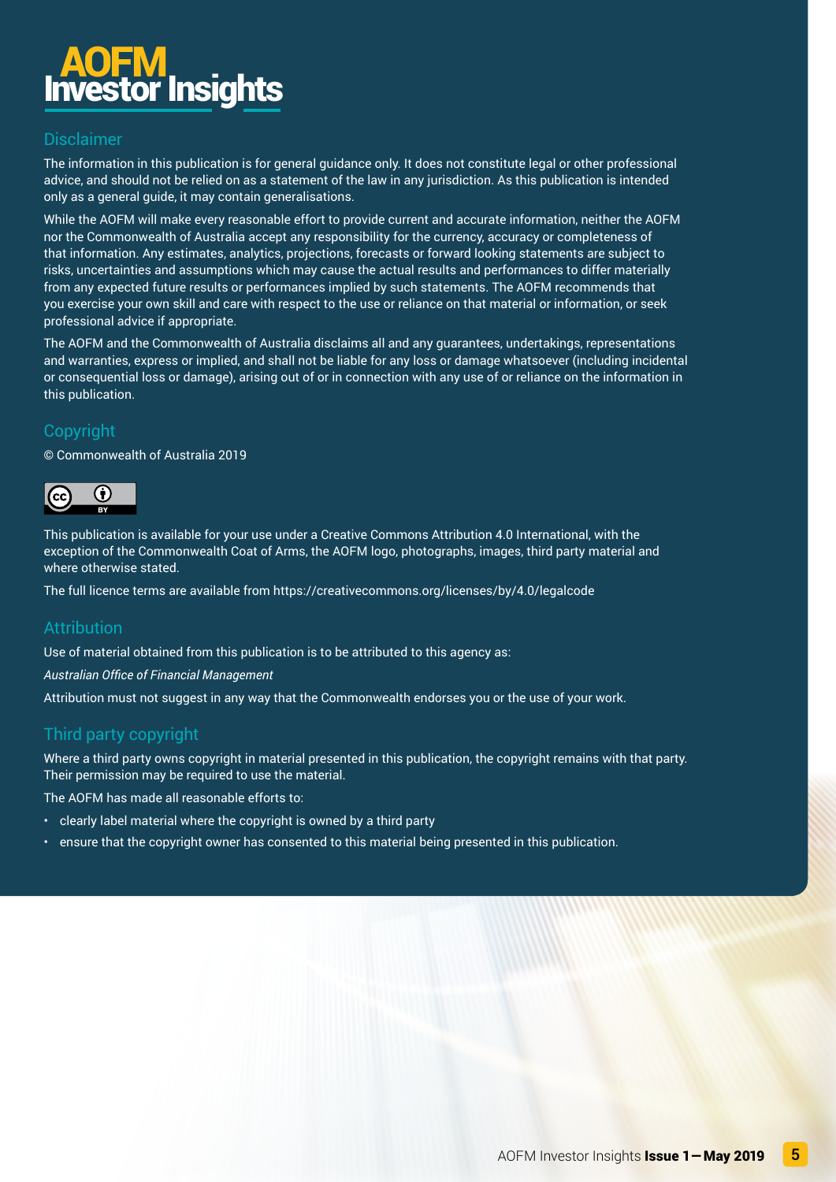# AOFM Investor Insights

## Disclaimer

The information in this publication is for general guidance only. It does not constitute legal or other professional advice, and should not be relied on as a statement of the law in any jurisdiction. As this publication is intended only as a general guide, it may contain generalisations.

While the AOFM will make every reasonable effort to provide current and accurate information, neither the AOFM nor the Commonwealth of Australia accept any responsibility for the currency, accuracy or completeness of that information. Any estimates, analytics, projections, forecasts or forward looking statements are subject to risks, uncertainties and assumptions which may cause the actual results and performances to differ materially from any expected future results or performances implied by such statements. The AOFM recommends that you exercise your own skill and care with respect to the use or reliance on that material or information, or seek professional advice if appropriate.

The AOFM and the Commonwealth of Australia disclaims all and any guarantees, undertakings, representations and warranties, express or implied, and shall not be liable for any loss or damage whatsoever (including incidental or consequential loss or damage), arising out of or in connection with any use of or reliance on the information in this publication.

## Copyright

© Commonwealth of Australia 2019

This publication is available for your use under a Creative Commons Attribution 4.0 International, with the exception of the Commonwealth Coat of Arms, the AOFM logo, photographs, images, third party material and where otherwise stated.

The full licence terms are available from https://creativecommons.org/licenses/by/4.0/legalcode

## Attribution

Use of material obtained from this publication is to be attributed to this agency as:

*Australian Office of Financial Management*

Attribution must not suggest in any way that the Commonwealth endorses you or the use of your work.

## Third party copyright

Where a third party owns copyright in material presented in this publication, the copyright remains with that party. Their permission may be required to use the material.

The AOFM has made all reasonable efforts to:

- clearly label material where the copyright is owned by a third party
- ensure that the copyright owner has consented to this material being presented in this publication.